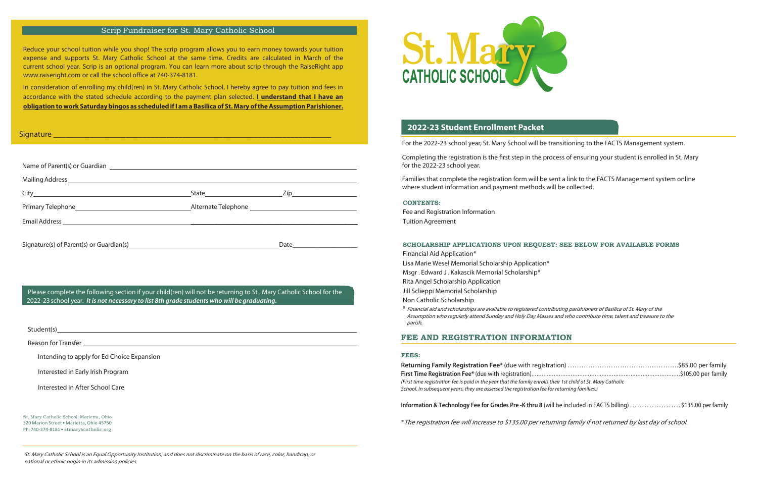## Scrip Fundraiser for St. Mary Catholic School

Reduce your school tuition while you shop! The scrip program allows you to earn money towards your tuition expense and supports St. Mary Catholic School at the same time. Credits are calculated in March of the current school year. Scrip is an optional program. You can learn more about scrip through the RaiseRight app www.raiseright.com or call the school office at 740-374-8181.

In consideration of enrolling my child(ren) in St. Mary Catholic School, I hereby agree to pay tuition and fees in accordance with the stated schedule according to the payment plan selected. **I understand that I have an obligation to work Saturday bingos as scheduled if I am a Basilica of St. Mary of the Assumption Parishioner.**

Signature ____________________________________________

Name of Parent(s) or Guardian ____________________________________________

Mailing Address ____________________________________________

City ______________________ State ______________ Zip ____________

Primary Telephone ______________________ Alternate Telephone ______________________

Email Address ____________________________________________

Signature(s) of Parent(s) or Guardian(s) ______________________ Date ____________

Please complete the following section if your child(ren) will not be returning to St . Mary Catholic School for the 2022-23 school year. ***It is not necessary to list 8th grade students who will be graduating.***

Student(s) ____________________________________________

Reason for Transfer ____________________________________________

Intending to apply for Ed Choice Expansion

Interested in Early Irish Program

Interested in After School Care

St. Mary Catholic School, Marietta, Ohio
320 Marion Street • Marietta, Ohio 45750
Ph: 740-374-8181 • stmaryscatholic.org

*St. Mary Catholic School is an Equal Opportunity Institution, and does not discriminate on the basis of race, color, handicap, or national or ethnic origin in its admission policies.*

# St. Mary CATHOLIC SCHOOL

## 2022-23 Student Enrollment Packet

For the 2022-23 school year, St. Mary School will be transitioning to the FACTS Management system.

Completing the registration is the first step in the process of ensuring your student is enrolled in St. Mary for the 2022-23 school year.

Families that complete the registration form will be sent a link to the FACTS Management system online where student information and payment methods will be collected.

### CONTENTS:

Fee and Registration Information
Tuition Agreement

### SCHOLARSHIP APPLICATIONS UPON REQUEST: SEE BELOW FOR AVAILABLE FORMS

Financial Aid Application*
Lisa Marie Wesel Memorial Scholarship Application*
Msgr . Edward J . Kakascik Memorial Scholarship*
Rita Angel Scholarship Application
Jill Sclieppi Memorial Scholarship
Non Catholic Scholarship

\* *Financial aid and scholarships are available to registered contributing parishioners of Basilica of St. Mary of the Assumption who regularly attend Sunday and Holy Day Masses and who contribute time, talent and treasure to the parish.*

## FEE AND REGISTRATION INFORMATION

### FEES:

**Returning Family Registration Fee*** (due with registration) ........................................$85.00 per family
**First Time Registration Fee*** (due with registration)........................................$105.00 per family
*(First time registration fee is paid in the year that the family enrolls their 1st child at St. Mary Catholic School. In subsequent years, they are assessed the registration fee for returning families.)*

**Information & Technology Fee for Grades Pre -K thru 8** (will be included in FACTS billing) .................... $135.00 per family

**\*** *The registration fee will increase to $135.00 per returning family if not returned by last day of school.*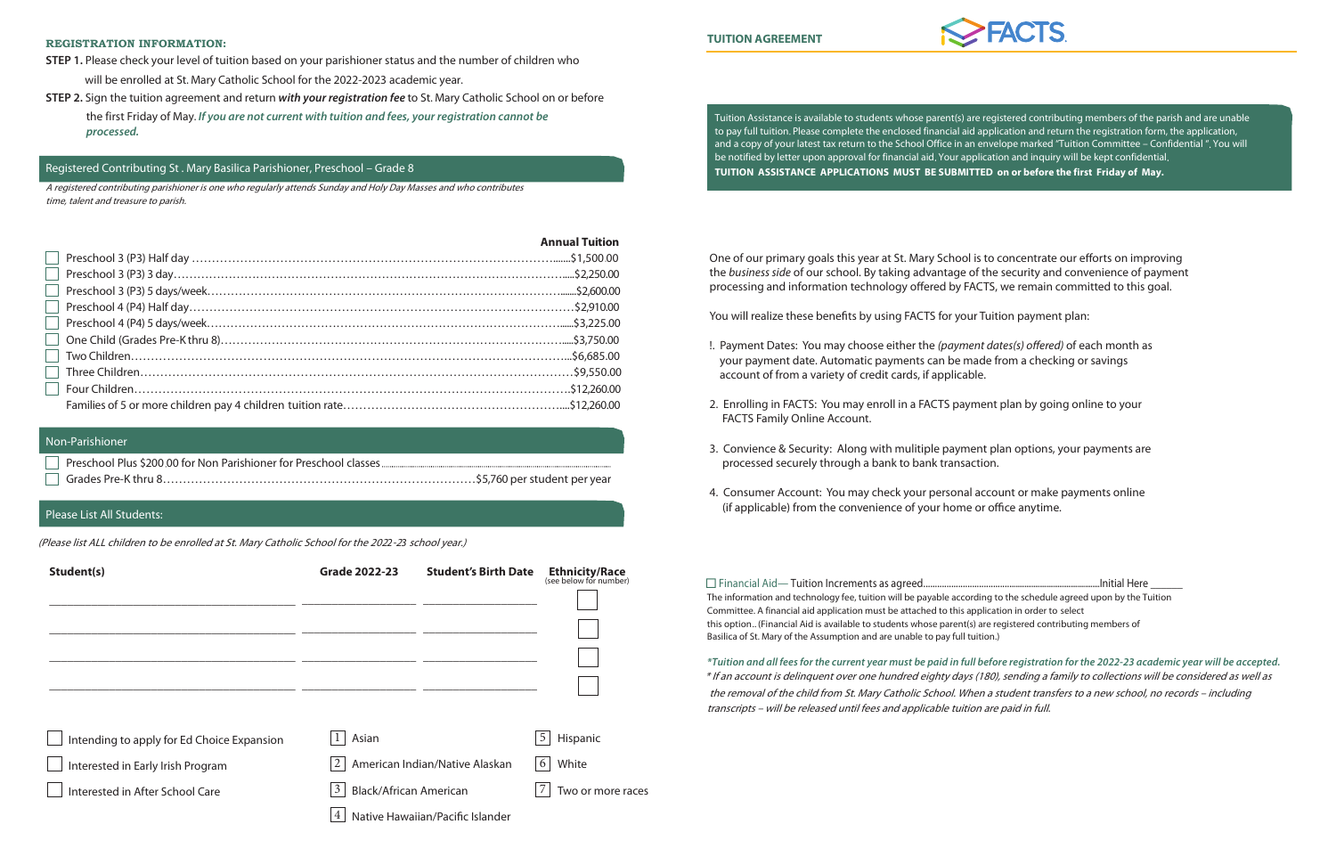## REGISTRATION INFORMATION:

**STEP 1.** Please check your level of tuition based on your parishioner status and the number of children who will be enrolled at St. Mary Catholic School for the 2022-2023 academic year.

**STEP 2.** Sign the tuition agreement and return ***with your registration fee*** to St. Mary Catholic School on or before the first Friday of May. ***If you are not current with tuition and fees, your registration cannot be processed.***

### Registered Contributing St . Mary Basilica Parishioner, Preschool – Grade 8

*A registered contributing parishioner is one who regularly attends Sunday and Holy Day Masses and who contributes time, talent and treasure to parish.*

| | **Annual Tuition** |
|---|---|
| ☐ Preschool 3 (P3) Half day | $1,500.00 |
| ☐ Preschool 3 (P3) 3 day | $2,250.00 |
| ☐ Preschool 3 (P3) 5 days/week | $2,600.00 |
| ☐ Preschool 4 (P4) Half day | $2,910.00 |
| ☐ Preschool 4 (P4) 5 days/week | $3,225.00 |
| ☐ One Child (Grades Pre-K thru 8) | $3,750.00 |
| ☐ Two Children | $6,685.00 |
| ☐ Three Children | $9,550.00 |
| ☐ Four Children | $12,260.00 |
| Families of 5 or more children pay 4 children tuition rate | $12,260.00 |

### Non-Parishioner

☐ Preschool Plus $200.00 for Non Parishioner for Preschool classes

☐ Grades Pre-K thru 8 ............ $5,760 per student per year

### Please List All Students:

*(Please list ALL children to be enrolled at St. Mary Catholic School for the 2022-23 school year.)*

| Student(s) | Grade 2022-23 | Student's Birth Date | Ethnicity/Race (see below for number) |
|---|---|---|---|
| | | | ☐ |
| | | | ☐ |
| | | | ☐ |
| | | | ☐ |

☐ Intending to apply for Ed Choice Expansion

☐ Interested in Early Irish Program

☐ Interested in After School Care

1 Asian

2 American Indian/Native Alaskan

3 Black/African American

4 Native Hawaiian/Pacific Islander

5 Hispanic

6 White

7 Two or more races

## TUITION AGREEMENT

FACTS

Tuition Assistance is available to students whose parent(s) are registered contributing members of the parish and are unable to pay full tuition. Please complete the enclosed financial aid application and return the registration form, the application, and a copy of your latest tax return to the School Office in an envelope marked "Tuition Committee – Confidential ". You will be notified by letter upon approval for financial aid. Your application and inquiry will be kept confidential.

**TUITION ASSISTANCE APPLICATIONS MUST BE SUBMITTED on or before the first Friday of May.**

One of our primary goals this year at St. Mary School is to concentrate our efforts on improving the *business side* of our school. By taking advantage of the security and convenience of payment processing and information technology offered by FACTS, we remain committed to this goal.

You will realize these benefits by using FACTS for your Tuition payment plan:

!. Payment Dates: You may choose either the *(payment dates(s) offered)* of each month as your payment date. Automatic payments can be made from a checking or savings account of from a variety of credit cards, if applicable.

2. Enrolling in FACTS: You may enroll in a FACTS payment plan by going online to your FACTS Family Online Account.

3. Convience & Security: Along with mulitiple payment plan options, your payments are processed securely through a bank to bank transaction.

4. Consumer Account: You may check your personal account or make payments online (if applicable) from the convenience of your home or office anytime.

☐ Financial Aid— Tuition Increments as agreed............ Initial Here ______

The information and technology fee, tuition will be payable according to the schedule agreed upon by the Tuition Committee. A financial aid application must be attached to this application in order to select this option.. (Financial Aid is available to students whose parent(s) are registered contributing members of Basilica of St. Mary of the Assumption and are unable to pay full tuition.)

***Tuition and all fees for the current year must be paid in full before registration for the 2022-23 academic year will be accepted.**

*\* If an account is delinquent over one hundred eighty days (180), sending a family to collections will be considered as well as the removal of the child from St. Mary Catholic School. When a student transfers to a new school, no records – including transcripts – will be released until fees and applicable tuition are paid in full.*